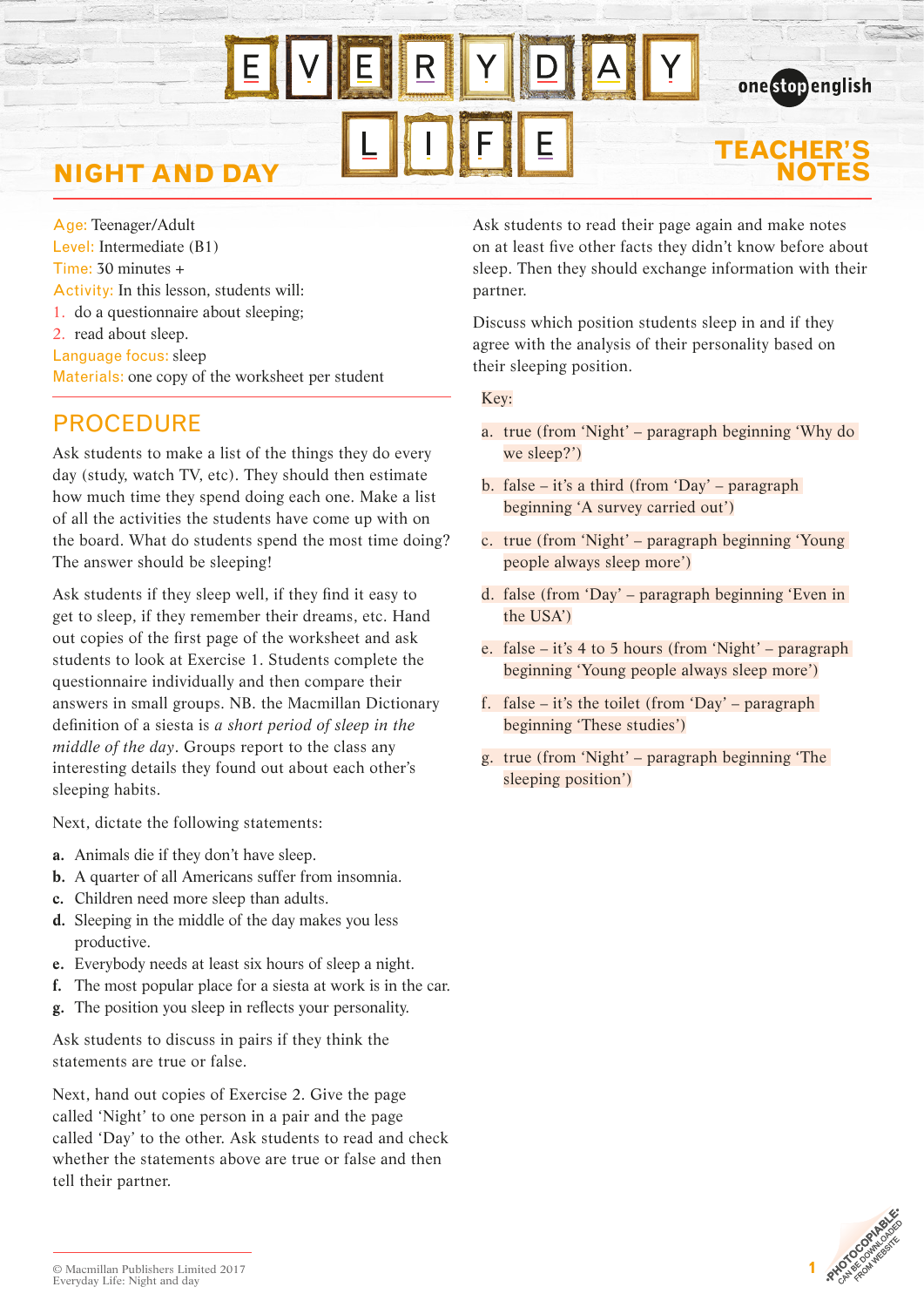# EVERYDAY LIFE

## NIGHT AND DAY

TEACHER'S NOTES

Age: Teenager/Adult
Level: Intermediate (B1)
Time: 30 minutes +
Activity: In this lesson, students will:

1. do a questionnaire about sleeping;
2. read about sleep.

Language focus: sleep
Materials: one copy of the worksheet per student

## PROCEDURE

Ask students to make a list of the things they do every day (study, watch TV, etc). They should then estimate how much time they spend doing each one. Make a list of all the activities the students have come up with on the board. What do students spend the most time doing? The answer should be sleeping!

Ask students if they sleep well, if they find it easy to get to sleep, if they remember their dreams, etc. Hand out copies of the first page of the worksheet and ask students to look at Exercise 1. Students complete the questionnaire individually and then compare their answers in small groups. NB. the Macmillan Dictionary definition of a siesta is *a short period of sleep in the middle of the day*. Groups report to the class any interesting details they found out about each other's sleeping habits.

Next, dictate the following statements:

**a.** Animals die if they don't have sleep.
**b.** A quarter of all Americans suffer from insomnia.
**c.** Children need more sleep than adults.
**d.** Sleeping in the middle of the day makes you less productive.
**e.** Everybody needs at least six hours of sleep a night.
**f.** The most popular place for a siesta at work is in the car.
**g.** The position you sleep in reflects your personality.

Ask students to discuss in pairs if they think the statements are true or false.

Next, hand out copies of Exercise 2. Give the page called 'Night' to one person in a pair and the page called 'Day' to the other. Ask students to read and check whether the statements above are true or false and then tell their partner.

Ask students to read their page again and make notes on at least five other facts they didn't know before about sleep. Then they should exchange information with their partner.

Discuss which position students sleep in and if they agree with the analysis of their personality based on their sleeping position.

Key:

a. true (from 'Night' – paragraph beginning 'Why do we sleep?')
b. false – it's a third (from 'Day' – paragraph beginning 'A survey carried out')
c. true (from 'Night' – paragraph beginning 'Young people always sleep more')
d. false (from 'Day' – paragraph beginning 'Even in the USA')
e. false – it's 4 to 5 hours (from 'Night' – paragraph beginning 'Young people always sleep more')
f. false – it's the toilet (from 'Day' – paragraph beginning 'These studies')
g. true (from 'Night' – paragraph beginning 'The sleeping position')

© Macmillan Publishers Limited 2017
Everyday Life: Night and day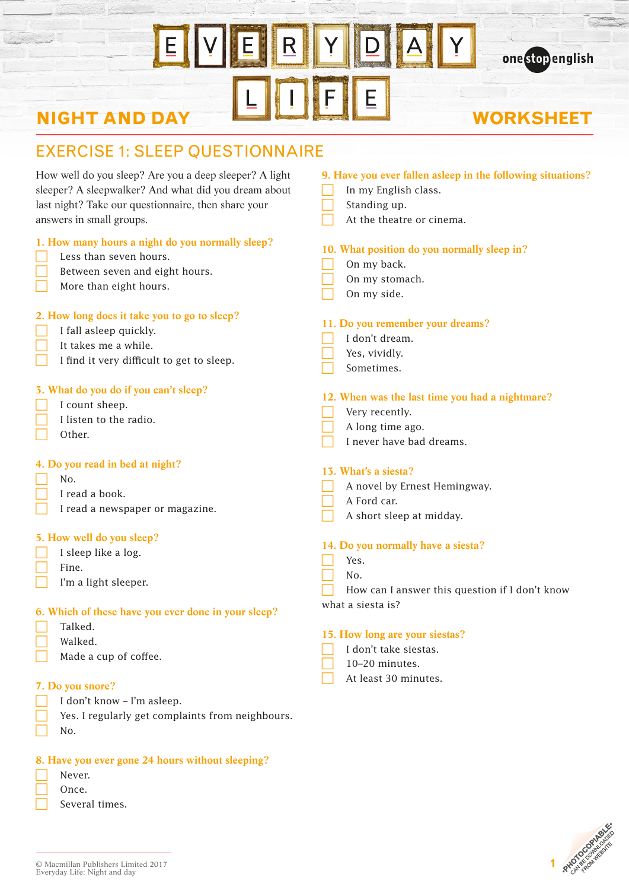# EVERYDAY LIFE

## NIGHT AND DAY — WORKSHEET

## EXERCISE 1: SLEEP QUESTIONNAIRE

How well do you sleep? Are you a deep sleeper? A light sleeper? A sleepwalker? And what did you dream about last night? Take our questionnaire, then share your answers in small groups.

**1. How many hours a night do you normally sleep?**

- ☐ Less than seven hours.
- ☐ Between seven and eight hours.
- ☐ More than eight hours.

**2. How long does it take you to go to sleep?**

- ☐ I fall asleep quickly.
- ☐ It takes me a while.
- ☐ I find it very difficult to get to sleep.

**3. What do you do if you can't sleep?**

- ☐ I count sheep.
- ☐ I listen to the radio.
- ☐ Other.

**4. Do you read in bed at night?**

- ☐ No.
- ☐ I read a book.
- ☐ I read a newspaper or magazine.

**5. How well do you sleep?**

- ☐ I sleep like a log.
- ☐ Fine.
- ☐ I'm a light sleeper.

**6. Which of these have you ever done in your sleep?**

- ☐ Talked.
- ☐ Walked.
- ☐ Made a cup of coffee.

**7. Do you snore?**

- ☐ I don't know – I'm asleep.
- ☐ Yes. I regularly get complaints from neighbours.
- ☐ No.

**8. Have you ever gone 24 hours without sleeping?**

- ☐ Never.
- ☐ Once.
- ☐ Several times.

**9. Have you ever fallen asleep in the following situations?**

- ☐ In my English class.
- ☐ Standing up.
- ☐ At the theatre or cinema.

**10. What position do you normally sleep in?**

- ☐ On my back.
- ☐ On my stomach.
- ☐ On my side.

**11. Do you remember your dreams?**

- ☐ I don't dream.
- ☐ Yes, vividly.
- ☐ Sometimes.

**12. When was the last time you had a nightmare?**

- ☐ Very recently.
- ☐ A long time ago.
- ☐ I never have bad dreams.

**13. What's a siesta?**

- ☐ A novel by Ernest Hemingway.
- ☐ A Ford car.
- ☐ A short sleep at midday.

**14. Do you normally have a siesta?**

- ☐ Yes.
- ☐ No.
- ☐ How can I answer this question if I don't know what a siesta is?

**15. How long are your siestas?**

- ☐ I don't take siestas.
- ☐ 10–20 minutes.
- ☐ At least 30 minutes.

© Macmillan Publishers Limited 2017
Everyday Life: Night and day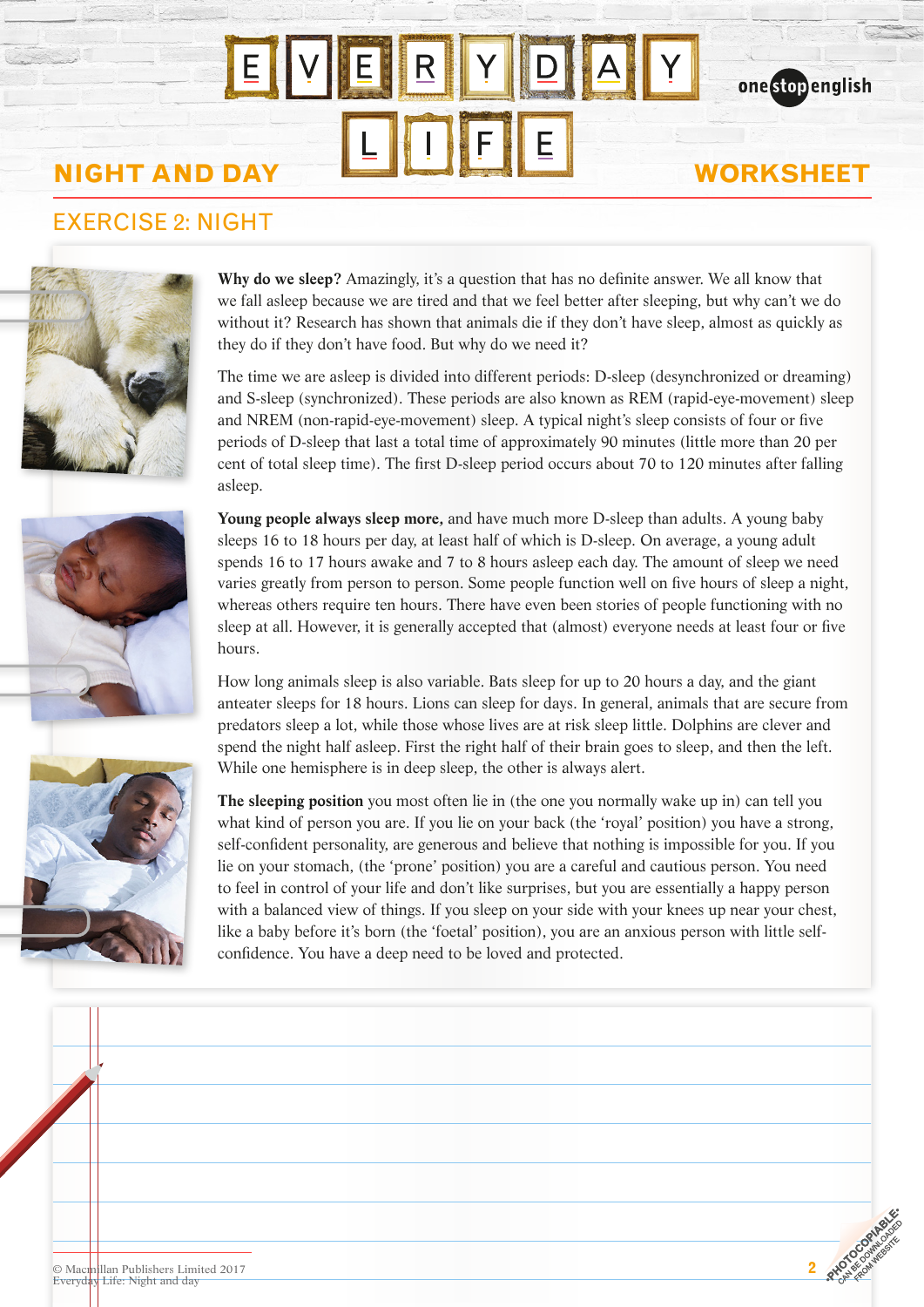# EVERYDAY LIFE

## NIGHT AND DAY — WORKSHEET

## EXERCISE 2: NIGHT

**Why do we sleep?** Amazingly, it's a question that has no definite answer. We all know that we fall asleep because we are tired and that we feel better after sleeping, but why can't we do without it? Research has shown that animals die if they don't have sleep, almost as quickly as they do if they don't have food. But why do we need it?

The time we are asleep is divided into different periods: D-sleep (desynchronized or dreaming) and S-sleep (synchronized). These periods are also known as REM (rapid-eye-movement) sleep and NREM (non-rapid-eye-movement) sleep. A typical night's sleep consists of four or five periods of D-sleep that last a total time of approximately 90 minutes (little more than 20 per cent of total sleep time). The first D-sleep period occurs about 70 to 120 minutes after falling asleep.

**Young people always sleep more,** and have much more D-sleep than adults. A young baby sleeps 16 to 18 hours per day, at least half of which is D-sleep. On average, a young adult spends 16 to 17 hours awake and 7 to 8 hours asleep each day. The amount of sleep we need varies greatly from person to person. Some people function well on five hours of sleep a night, whereas others require ten hours. There have even been stories of people functioning with no sleep at all. However, it is generally accepted that (almost) everyone needs at least four or five hours.

How long animals sleep is also variable. Bats sleep for up to 20 hours a day, and the giant anteater sleeps for 18 hours. Lions can sleep for days. In general, animals that are secure from predators sleep a lot, while those whose lives are at risk sleep little. Dolphins are clever and spend the night half asleep. First the right half of their brain goes to sleep, and then the left. While one hemisphere is in deep sleep, the other is always alert.

**The sleeping position** you most often lie in (the one you normally wake up in) can tell you what kind of person you are. If you lie on your back (the 'royal' position) you have a strong, self-confident personality, are generous and believe that nothing is impossible for you. If you lie on your stomach, (the 'prone' position) you are a careful and cautious person. You need to feel in control of your life and don't like surprises, but you are essentially a happy person with a balanced view of things. If you sleep on your side with your knees up near your chest, like a baby before it's born (the 'foetal' position), you are an anxious person with little self-confidence. You have a deep need to be loved and protected.

© Macmillan Publishers Limited 2017
Everyday Life: Night and day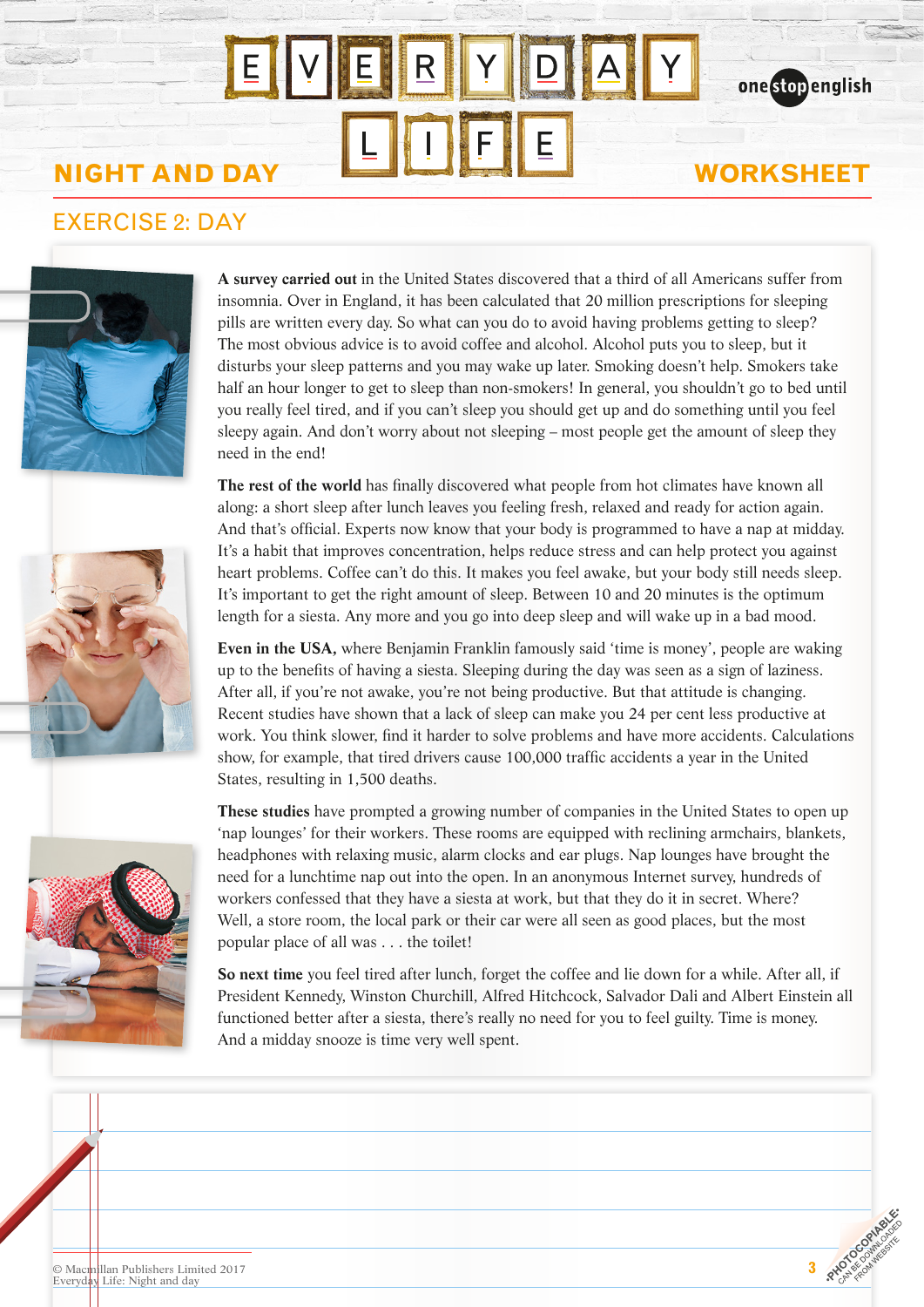# NIGHT AND DAY

## WORKSHEET

## EXERCISE 2: DAY

**A survey carried out** in the United States discovered that a third of all Americans suffer from insomnia. Over in England, it has been calculated that 20 million prescriptions for sleeping pills are written every day. So what can you do to avoid having problems getting to sleep? The most obvious advice is to avoid coffee and alcohol. Alcohol puts you to sleep, but it disturbs your sleep patterns and you may wake up later. Smoking doesn't help. Smokers take half an hour longer to get to sleep than non-smokers! In general, you shouldn't go to bed until you really feel tired, and if you can't sleep you should get up and do something until you feel sleepy again. And don't worry about not sleeping – most people get the amount of sleep they need in the end!

**The rest of the world** has finally discovered what people from hot climates have known all along: a short sleep after lunch leaves you feeling fresh, relaxed and ready for action again. And that's official. Experts now know that your body is programmed to have a nap at midday. It's a habit that improves concentration, helps reduce stress and can help protect you against heart problems. Coffee can't do this. It makes you feel awake, but your body still needs sleep. It's important to get the right amount of sleep. Between 10 and 20 minutes is the optimum length for a siesta. Any more and you go into deep sleep and will wake up in a bad mood.

**Even in the USA,** where Benjamin Franklin famously said 'time is money', people are waking up to the benefits of having a siesta. Sleeping during the day was seen as a sign of laziness. After all, if you're not awake, you're not being productive. But that attitude is changing. Recent studies have shown that a lack of sleep can make you 24 per cent less productive at work. You think slower, find it harder to solve problems and have more accidents. Calculations show, for example, that tired drivers cause 100,000 traffic accidents a year in the United States, resulting in 1,500 deaths.

**These studies** have prompted a growing number of companies in the United States to open up 'nap lounges' for their workers. These rooms are equipped with reclining armchairs, blankets, headphones with relaxing music, alarm clocks and ear plugs. Nap lounges have brought the need for a lunchtime nap out into the open. In an anonymous Internet survey, hundreds of workers confessed that they have a siesta at work, but that they do it in secret. Where? Well, a store room, the local park or their car were all seen as good places, but the most popular place of all was . . . the toilet!

**So next time** you feel tired after lunch, forget the coffee and lie down for a while. After all, if President Kennedy, Winston Churchill, Alfred Hitchcock, Salvador Dali and Albert Einstein all functioned better after a siesta, there's really no need for you to feel guilty. Time is money. And a midday snooze is time very well spent.

© Macmillan Publishers Limited 2017
Everyday Life: Night and day

PHOTOCOPIABLE CAN BE DOWNLOADED FROM WEBSITE